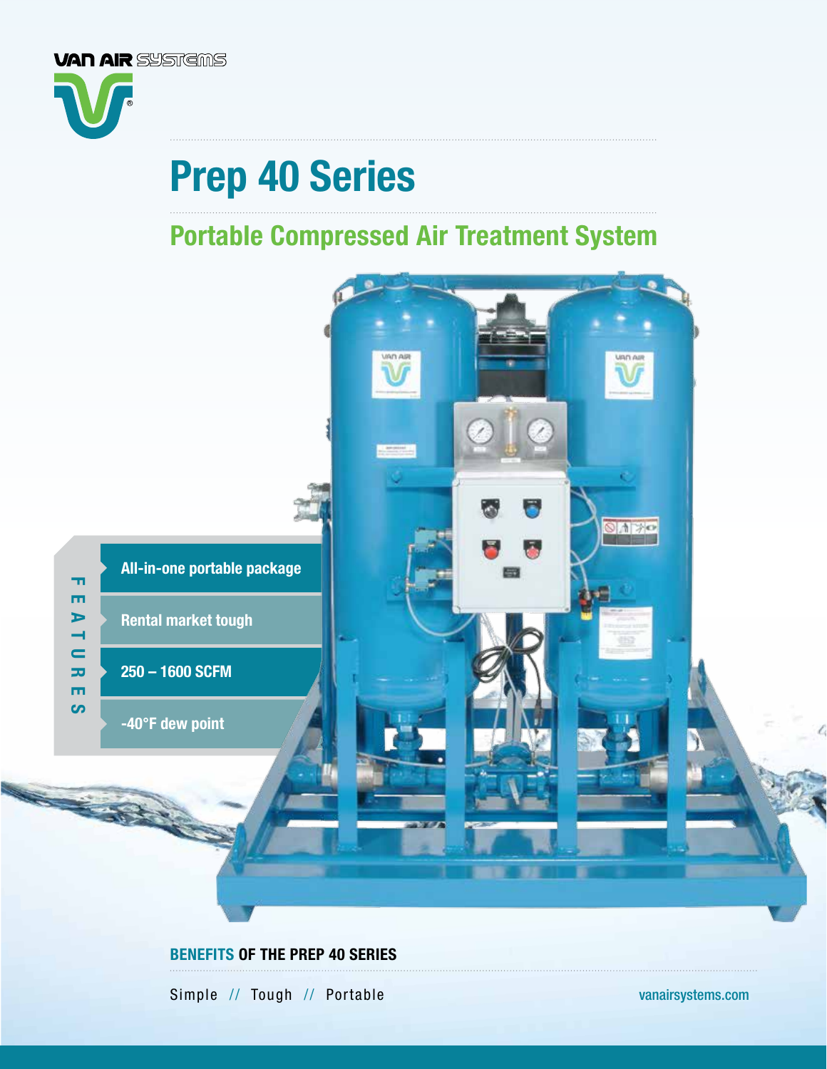VAN AIR SYSTEMS

# Prep 40 Series

## Portable Compressed Air Treatment System

**FEATURES**

- All-in-one portable package
- Rental market tough
- 250 – 1600 SCFM
- -40°F dew point

### BENEFITS OF THE PREP 40 SERIES

Simple // Tough // Portable

vanairsystems.com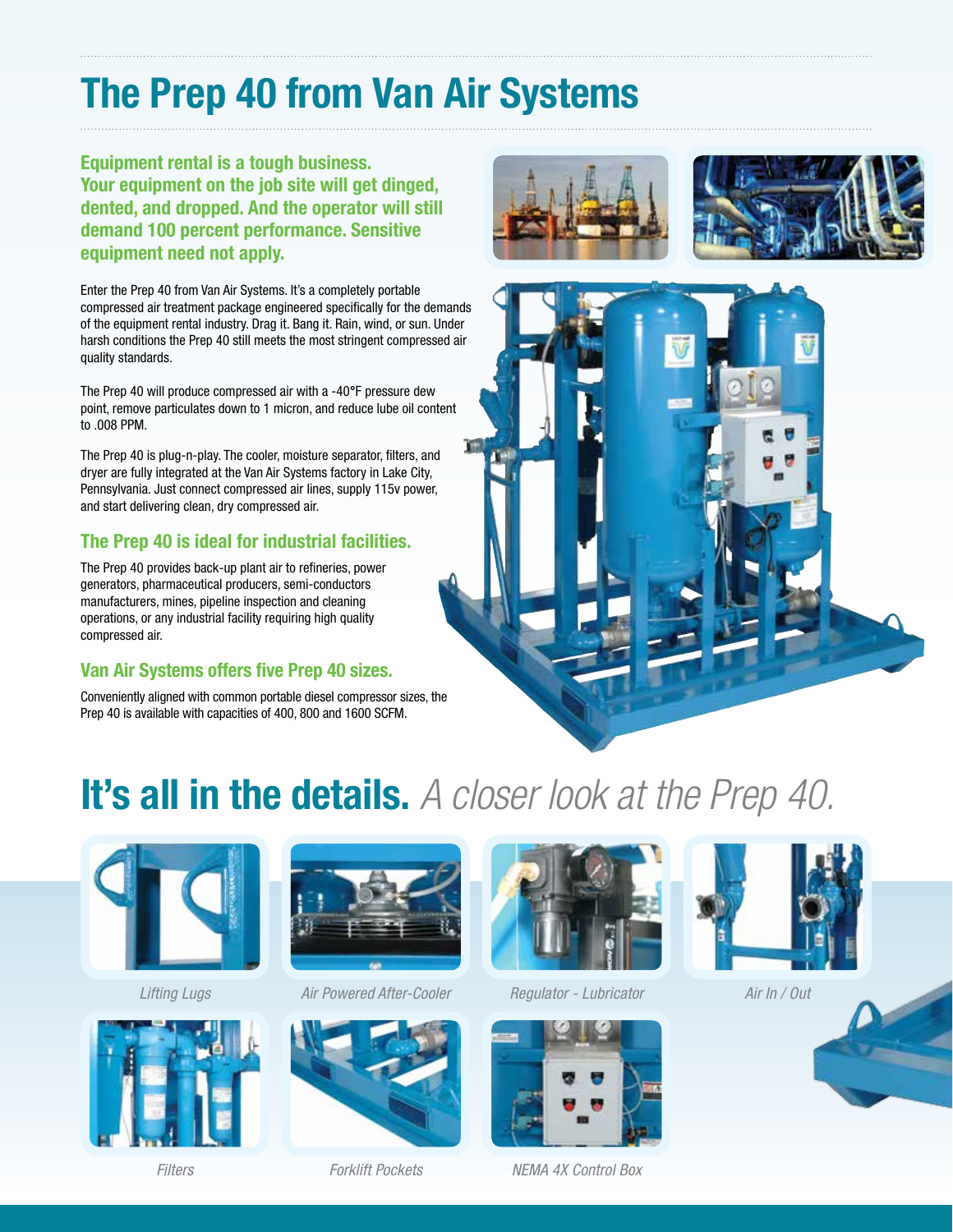# The Prep 40 from Van Air Systems

**Equipment rental is a tough business. Your equipment on the job site will get dinged, dented, and dropped. And the operator will still demand 100 percent performance. Sensitive equipment need not apply.**

Enter the Prep 40 from Van Air Systems. It's a completely portable compressed air treatment package engineered specifically for the demands of the equipment rental industry. Drag it. Bang it. Rain, wind, or sun. Under harsh conditions the Prep 40 still meets the most stringent compressed air quality standards.

The Prep 40 will produce compressed air with a -40°F pressure dew point, remove particulates down to 1 micron, and reduce lube oil content to .008 PPM.

The Prep 40 is plug-n-play. The cooler, moisture separator, filters, and dryer are fully integrated at the Van Air Systems factory in Lake City, Pennsylvania. Just connect compressed air lines, supply 115v power, and start delivering clean, dry compressed air.

### The Prep 40 is ideal for industrial facilities.

The Prep 40 provides back-up plant air to refineries, power generators, pharmaceutical producers, semi-conductors manufacturers, mines, pipeline inspection and cleaning operations, or any industrial facility requiring high quality compressed air.

### Van Air Systems offers five Prep 40 sizes.

Conveniently aligned with common portable diesel compressor sizes, the Prep 40 is available with capacities of 400, 800 and 1600 SCFM.

## It's all in the details. *A closer look at the Prep 40.*

*Lifting Lugs*

*Air Powered After-Cooler*

*Regulator - Lubricator*

*Air In / Out*

*Filters*

*Forklift Pockets*

*NEMA 4X Control Box*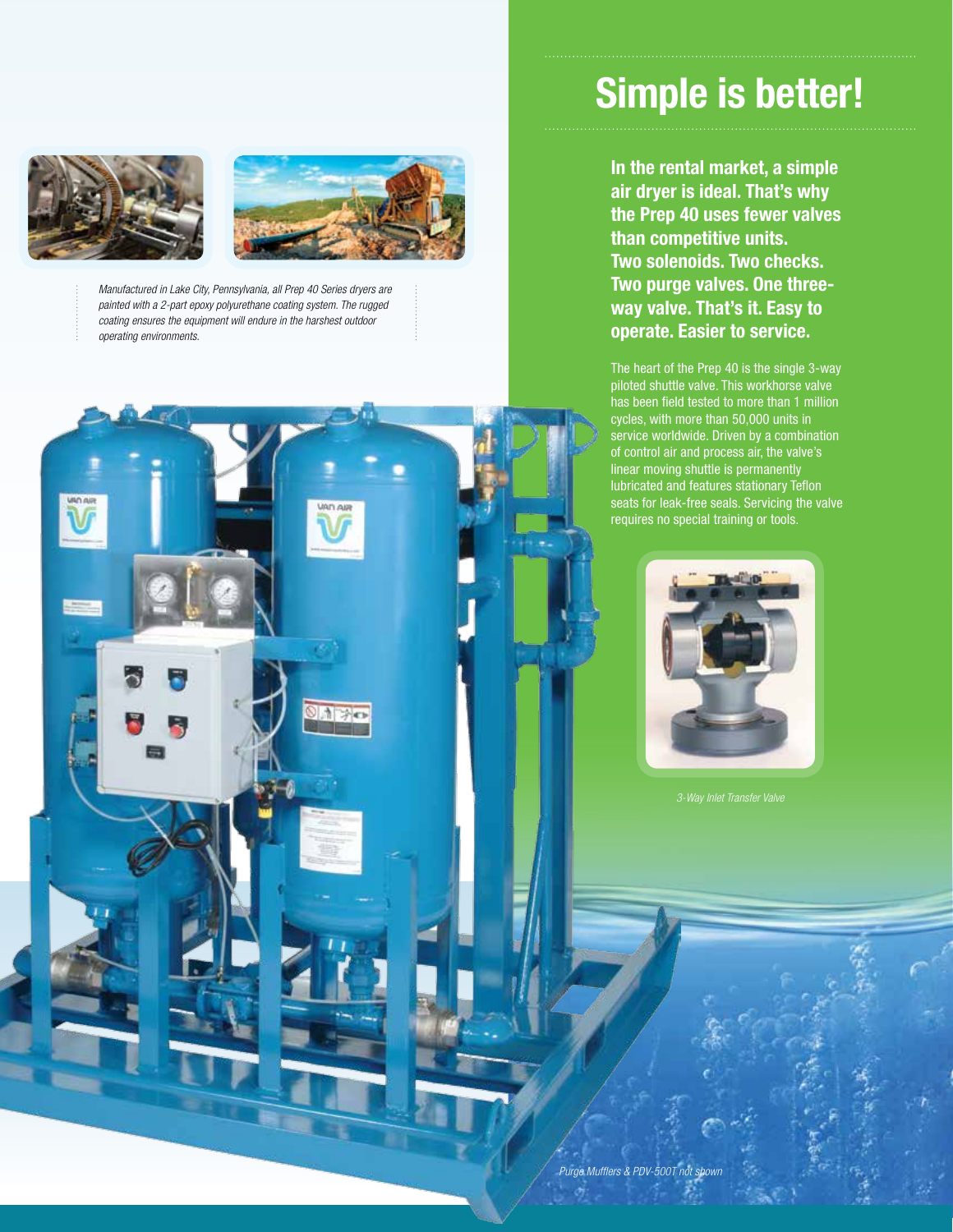*Manufactured in Lake City, Pennsylvania, all Prep 40 Series dryers are painted with a 2-part epoxy polyurethane coating system. The rugged coating ensures the equipment will endure in the harshest outdoor operating environments.*

# Simple is better!

**In the rental market, a simple air dryer is ideal. That's why the Prep 40 uses fewer valves than competitive units. Two solenoids. Two checks. Two purge valves. One three-way valve. That's it. Easy to operate. Easier to service.**

The heart of the Prep 40 is the single 3-way piloted shuttle valve. This workhorse valve has been field tested to more than 1 million cycles, with more than 50,000 units in service worldwide. Driven by a combination of control air and process air, the valve's linear moving shuttle is permanently lubricated and features stationary Teflon seats for leak-free seals. Servicing the valve requires no special training or tools.

*3-Way Inlet Transfer Valve*

*Purge Mufflers & PDV-500T not shown*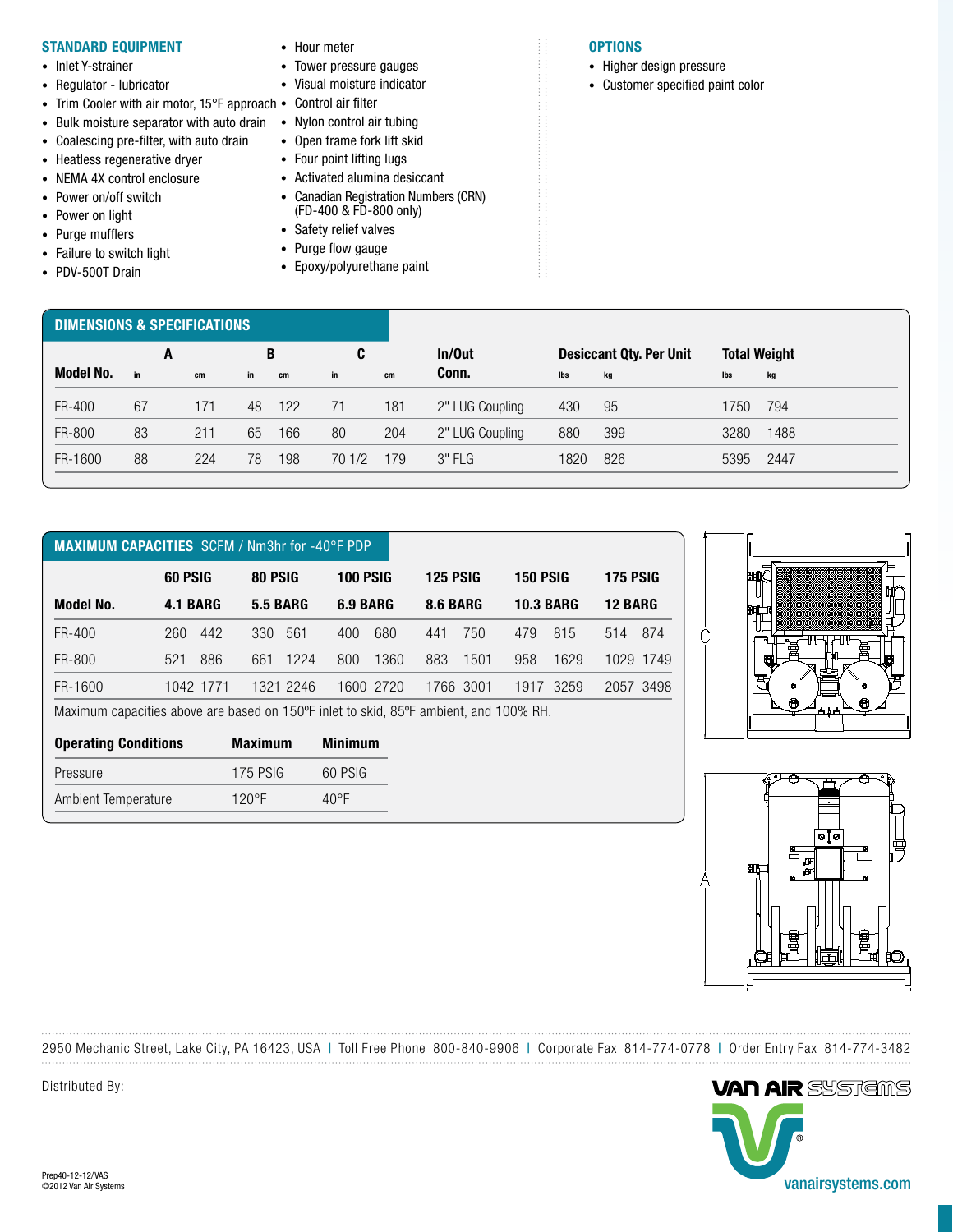## STANDARD EQUIPMENT

- Inlet Y-strainer
- Regulator - lubricator
- Trim Cooler with air motor, 15°F approach
- Bulk moisture separator with auto drain
- Coalescing pre-filter, with auto drain
- Heatless regenerative dryer
- NEMA 4X control enclosure
- Power on/off switch
- Power on light
- Purge mufflers
- Failure to switch light
- PDV-500T Drain
- Hour meter
- Tower pressure gauges
- Visual moisture indicator
- Control air filter
- Nylon control air tubing
- Open frame fork lift skid
- Four point lifting lugs
- Activated alumina desiccant
- Canadian Registration Numbers (CRN) (FD-400 & FD-800 only)
- Safety relief valves
- Purge flow gauge
- Epoxy/polyurethane paint

## OPTIONS

- Higher design pressure
- Customer specified paint color

## DIMENSIONS & SPECIFICATIONS

| Model No. | A | | B | | C | | In/Out Conn. | Desiccant Qty. Per Unit | | Total Weight | |
|---|---|---|---|---|---|---|---|---|---|---|---|
| | in | cm | in | cm | in | cm | | lbs | kg | lbs | kg |
| FR-400 | 67 | 171 | 48 | 122 | 71 | 181 | 2" LUG Coupling | 430 | 95 | 1750 | 794 |
| FR-800 | 83 | 211 | 65 | 166 | 80 | 204 | 2" LUG Coupling | 880 | 399 | 3280 | 1488 |
| FR-1600 | 88 | 224 | 78 | 198 | 70 1/2 | 179 | 3" FLG | 1820 | 826 | 5395 | 2447 |

## MAXIMUM CAPACITIES SCFM / Nm3hr for -40°F PDP

| Model No. | 60 PSIG 4.1 BARG | | 80 PSIG 5.5 BARG | | 100 PSIG 6.9 BARG | | 125 PSIG 8.6 BARG | | 150 PSIG 10.3 BARG | | 175 PSIG 12 BARG | |
|---|---|---|---|---|---|---|---|---|---|---|---|---|
| FR-400 | 260 | 442 | 330 | 561 | 400 | 680 | 441 | 750 | 479 | 815 | 514 | 874 |
| FR-800 | 521 | 886 | 661 | 1224 | 800 | 1360 | 883 | 1501 | 958 | 1629 | 1029 | 1749 |
| FR-1600 | 1042 | 1771 | 1321 | 2246 | 1600 | 2720 | 1766 | 3001 | 1917 | 3259 | 2057 | 3498 |

Maximum capacities above are based on 150ºF inlet to skid, 85ºF ambient, and 100% RH.

| Operating Conditions | Maximum | Minimum |
|---|---|---|
| Pressure | 175 PSIG | 60 PSIG |
| Ambient Temperature | 120°F | 40°F |

2950 Mechanic Street, Lake City, PA 16423, USA | Toll Free Phone 800-840-9906 | Corporate Fax 814-774-0778 | Order Entry Fax 814-774-3482

Distributed By:

VAN AIR SYSTEMS

vanairsystems.com

Prep40-12-12/VAS
©2012 Van Air Systems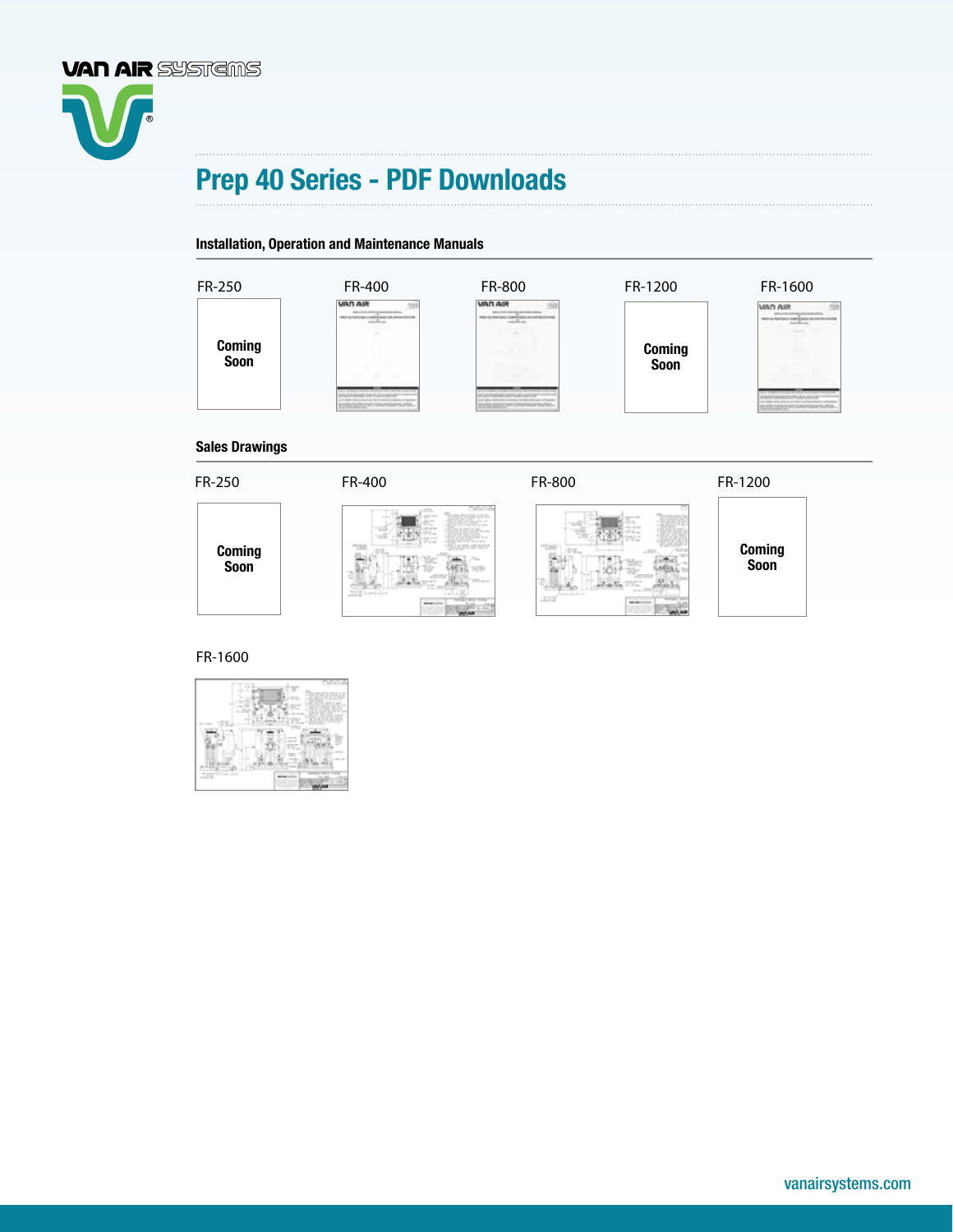# Prep 40 Series - PDF Downloads

## Installation, Operation and Maintenance Manuals

FR-250

Coming Soon

FR-400

FR-800

FR-1200

Coming Soon

FR-1600

## Sales Drawings

FR-250

Coming Soon

FR-400

FR-800

FR-1200

Coming Soon

FR-1600

vanairsystems.com